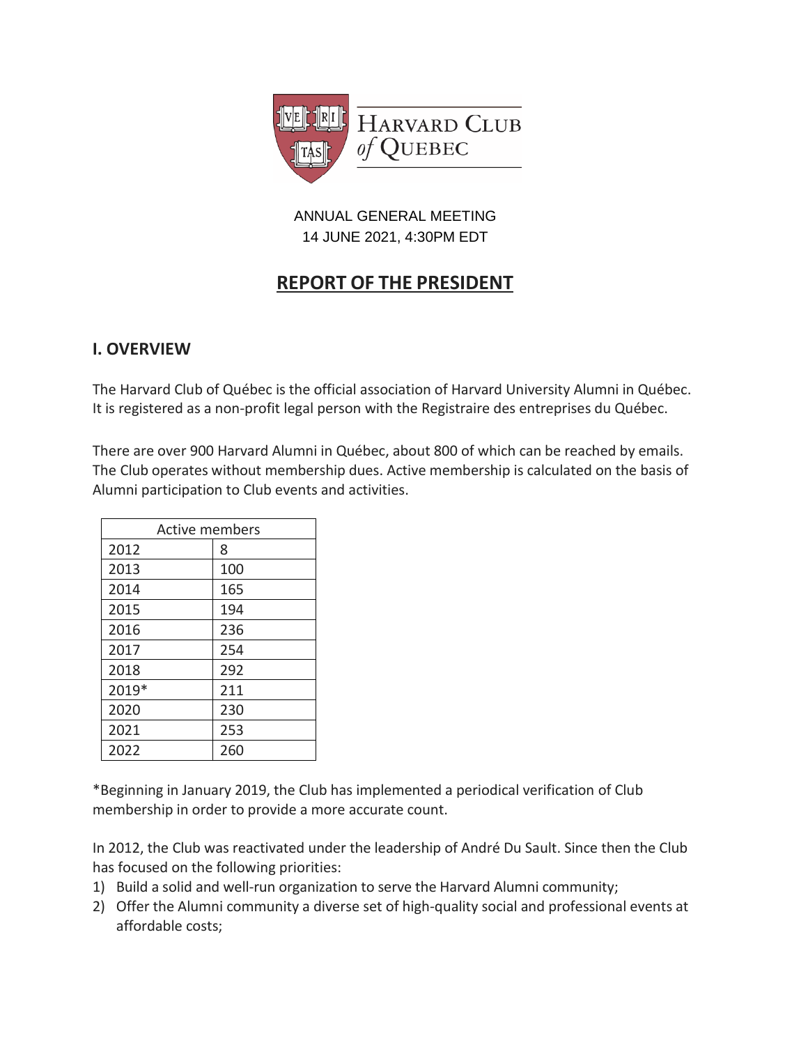HARVARD CLUB of QUEBEC

ANNUAL GENERAL MEETING
14 JUNE 2021, 4:30PM EDT

# REPORT OF THE PRESIDENT

## I. OVERVIEW

The Harvard Club of Québec is the official association of Harvard University Alumni in Québec. It is registered as a non-profit legal person with the Registraire des entreprises du Québec.

There are over 900 Harvard Alumni in Québec, about 800 of which can be reached by emails. The Club operates without membership dues. Active membership is calculated on the basis of Alumni participation to Club events and activities.

| Active members | |
|---|---|
| 2012 | 8 |
| 2013 | 100 |
| 2014 | 165 |
| 2015 | 194 |
| 2016 | 236 |
| 2017 | 254 |
| 2018 | 292 |
| 2019* | 211 |
| 2020 | 230 |
| 2021 | 253 |
| 2022 | 260 |

*Beginning in January 2019, the Club has implemented a periodical verification of Club membership in order to provide a more accurate count.

In 2012, the Club was reactivated under the leadership of André Du Sault. Since then the Club has focused on the following priorities:

1) Build a solid and well-run organization to serve the Harvard Alumni community;
2) Offer the Alumni community a diverse set of high-quality social and professional events at affordable costs;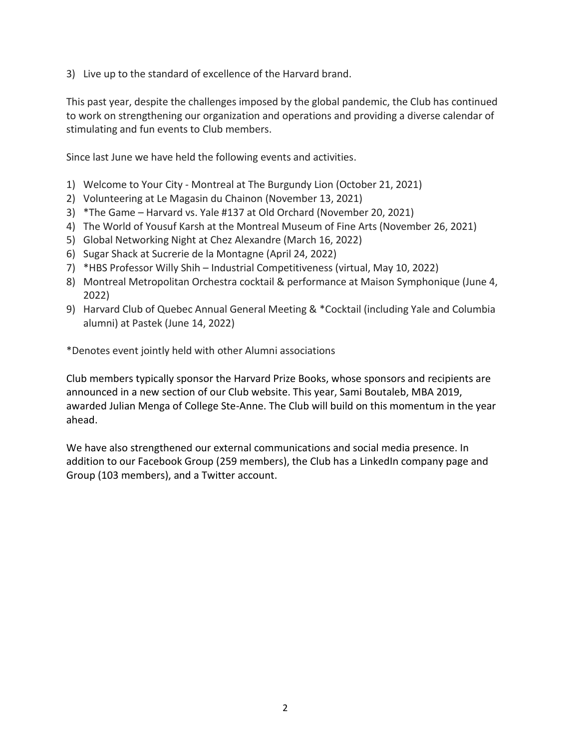3) Live up to the standard of excellence of the Harvard brand.

This past year, despite the challenges imposed by the global pandemic, the Club has continued to work on strengthening our organization and operations and providing a diverse calendar of stimulating and fun events to Club members.

Since last June we have held the following events and activities.

1) Welcome to Your City - Montreal at The Burgundy Lion (October 21, 2021)
2) Volunteering at Le Magasin du Chainon (November 13, 2021)
3) *The Game – Harvard vs. Yale #137 at Old Orchard (November 20, 2021)
4) The World of Yousuf Karsh at the Montreal Museum of Fine Arts (November 26, 2021)
5) Global Networking Night at Chez Alexandre (March 16, 2022)
6) Sugar Shack at Sucrerie de la Montagne (April 24, 2022)
7) *HBS Professor Willy Shih – Industrial Competitiveness (virtual, May 10, 2022)
8) Montreal Metropolitan Orchestra cocktail & performance at Maison Symphonique (June 4, 2022)
9) Harvard Club of Quebec Annual General Meeting & *Cocktail (including Yale and Columbia alumni) at Pastek (June 14, 2022)

*Denotes event jointly held with other Alumni associations

Club members typically sponsor the Harvard Prize Books, whose sponsors and recipients are announced in a new section of our Club website. This year, Sami Boutaleb, MBA 2019, awarded Julian Menga of College Ste-Anne. The Club will build on this momentum in the year ahead.

We have also strengthened our external communications and social media presence. In addition to our Facebook Group (259 members), the Club has a LinkedIn company page and Group (103 members), and a Twitter account.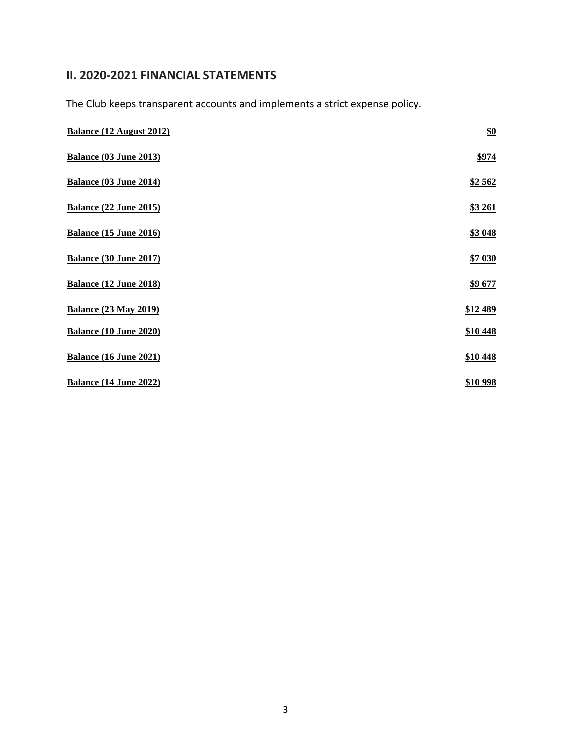## II. 2020-2021 FINANCIAL STATEMENTS

The Club keeps transparent accounts and implements a strict expense policy.

| | |
|---|---|
| **Balance (12 August 2012)** | **$0** |
| **Balance (03 June 2013)** | **$974** |
| **Balance (03 June 2014)** | **$2 562** |
| **Balance (22 June 2015)** | **$3 261** |
| **Balance (15 June 2016)** | **$3 048** |
| **Balance (30 June 2017)** | **$7 030** |
| **Balance (12 June 2018)** | **$9 677** |
| **Balance (23 May 2019)** | **$12 489** |
| **Balance (10 June 2020)** | **$10 448** |
| **Balance (16 June 2021)** | **$10 448** |
| **Balance (14 June 2022)** | **$10 998** |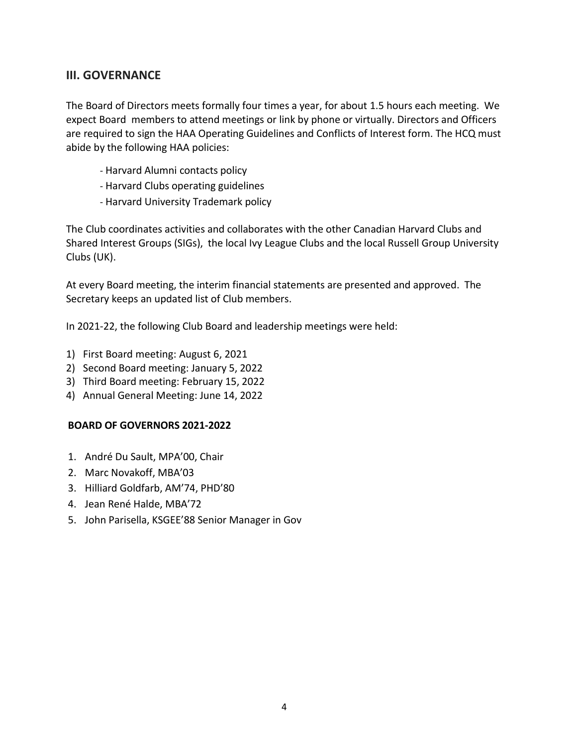## III. GOVERNANCE

The Board of Directors meets formally four times a year, for about 1.5 hours each meeting. We expect Board members to attend meetings or link by phone or virtually. Directors and Officers are required to sign the HAA Operating Guidelines and Conflicts of Interest form. The HCQ must abide by the following HAA policies:

- Harvard Alumni contacts policy
- Harvard Clubs operating guidelines
- Harvard University Trademark policy

The Club coordinates activities and collaborates with the other Canadian Harvard Clubs and Shared Interest Groups (SIGs), the local Ivy League Clubs and the local Russell Group University Clubs (UK).

At every Board meeting, the interim financial statements are presented and approved. The Secretary keeps an updated list of Club members.

In 2021-22, the following Club Board and leadership meetings were held:

1) First Board meeting: August 6, 2021
2) Second Board meeting: January 5, 2022
3) Third Board meeting: February 15, 2022
4) Annual General Meeting: June 14, 2022

**BOARD OF GOVERNORS 2021-2022**

1. André Du Sault, MPA'00, Chair
2. Marc Novakoff, MBA'03
3. Hilliard Goldfarb, AM'74, PHD'80
4. Jean René Halde, MBA'72
5. John Parisella, KSGEE'88 Senior Manager in Gov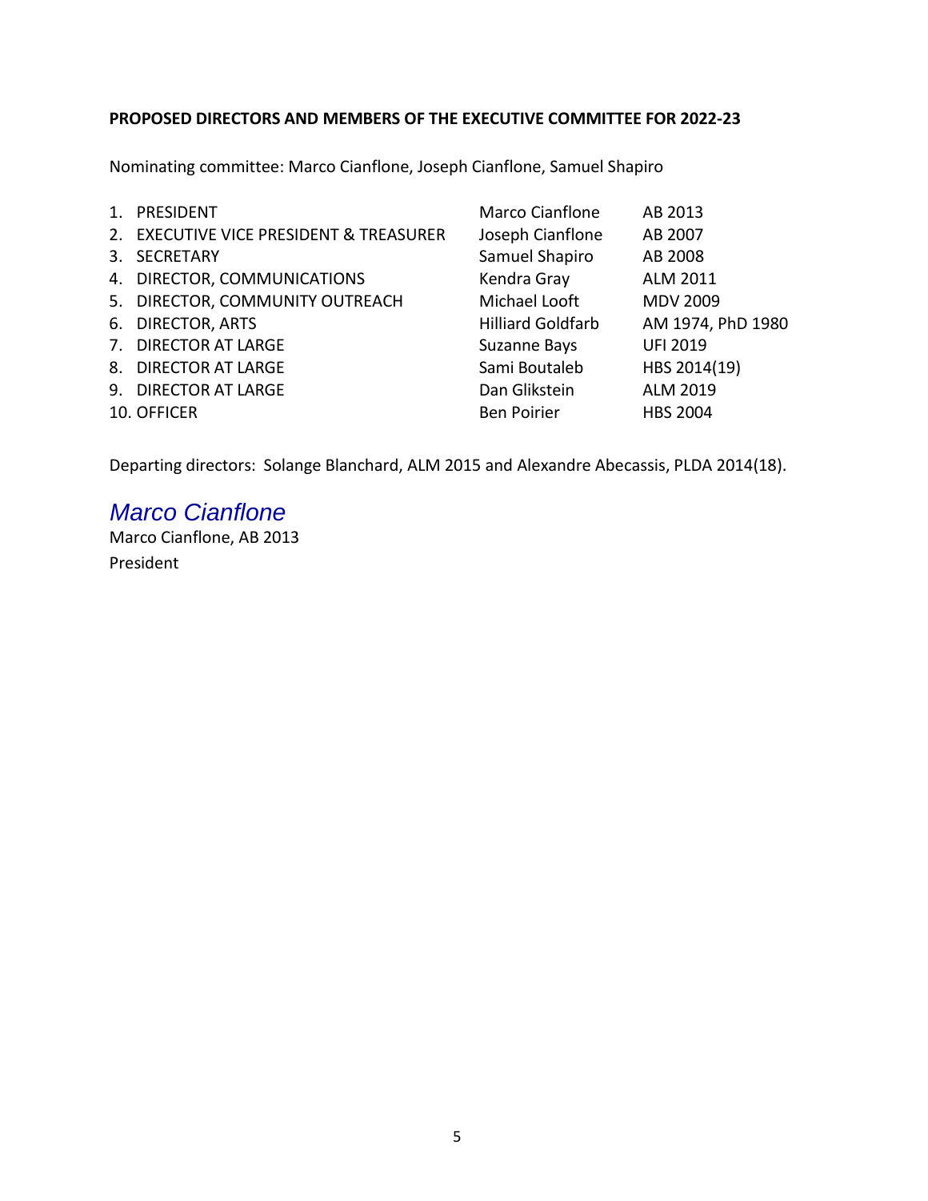**PROPOSED DIRECTORS AND MEMBERS OF THE EXECUTIVE COMMITTEE FOR 2022-23**

Nominating committee: Marco Cianflone, Joseph Cianflone, Samuel Shapiro

| | | |
|---|---|---|
| 1. PRESIDENT | Marco Cianflone | AB 2013 |
| 2. EXECUTIVE VICE PRESIDENT & TREASURER | Joseph Cianflone | AB 2007 |
| 3. SECRETARY | Samuel Shapiro | AB 2008 |
| 4. DIRECTOR, COMMUNICATIONS | Kendra Gray | ALM 2011 |
| 5. DIRECTOR, COMMUNITY OUTREACH | Michael Looft | MDV 2009 |
| 6. DIRECTOR, ARTS | Hilliard Goldfarb | AM 1974, PhD 1980 |
| 7. DIRECTOR AT LARGE | Suzanne Bays | UFI 2019 |
| 8. DIRECTOR AT LARGE | Sami Boutaleb | HBS 2014(19) |
| 9. DIRECTOR AT LARGE | Dan Glikstein | ALM 2019 |
| 10. OFFICER | Ben Poirier | HBS 2004 |

Departing directors: Solange Blanchard, ALM 2015 and Alexandre Abecassis, PLDA 2014(18).

*Marco Cianflone*

Marco Cianflone, AB 2013
President